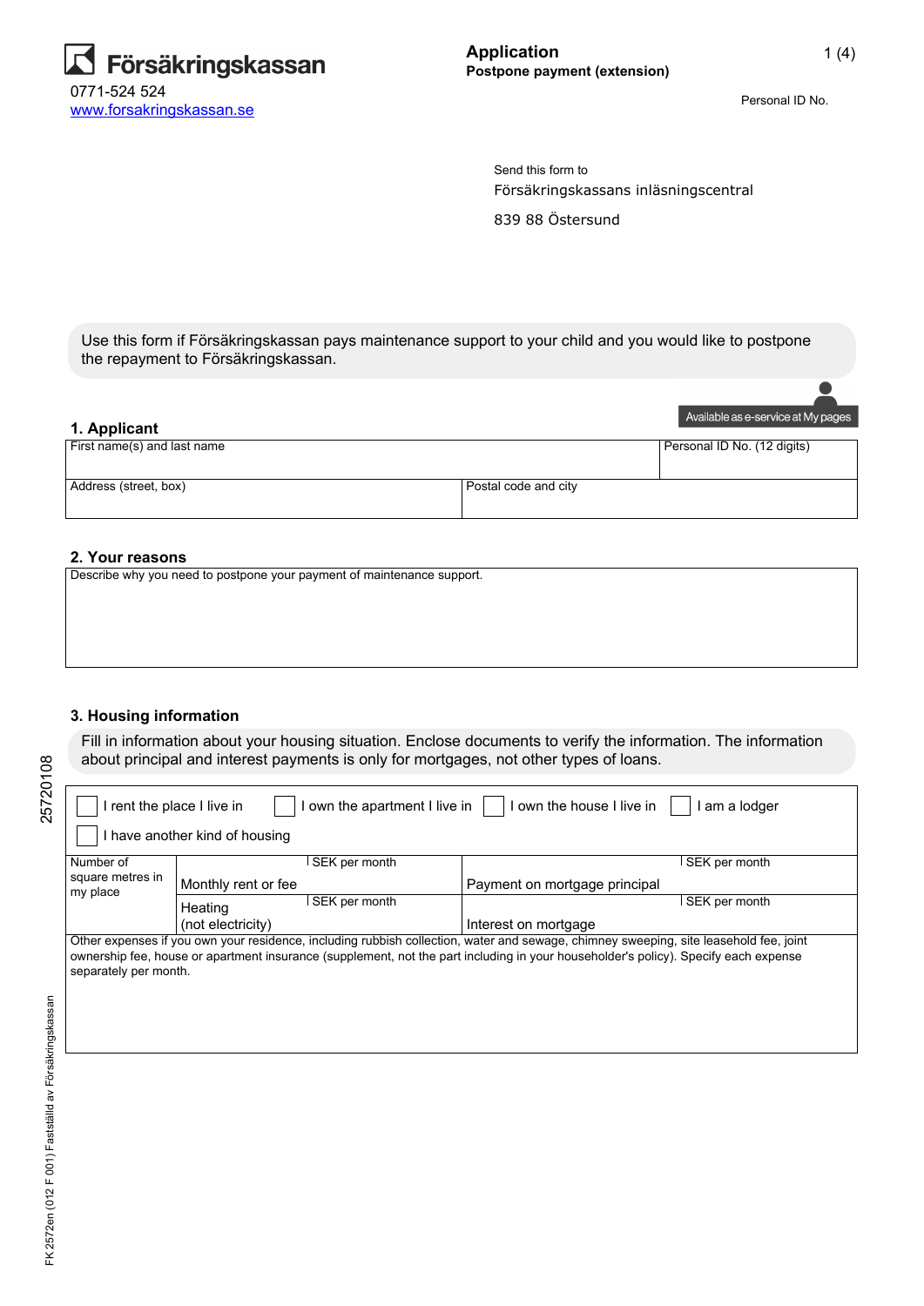Försäkringskassan

0771-524 524
www.forsakringskassan.se

# Application

**Postpone payment (extension)**

Personal ID No.

Send this form to

Försäkringskassans inläsningscentral

839 88 Östersund

Use this form if Försäkringskassan pays maintenance support to your child and you would like to postpone the repayment to Försäkringskassan.

Available as e-service at My pages

## 1. Applicant

| First name(s) and last name | | Personal ID No. (12 digits) |
|---|---|---|
| Address (street, box) | Postal code and city | |

## 2. Your reasons

| Describe why you need to postpone your payment of maintenance support. |
|---|
| |

## 3. Housing information

Fill in information about your housing situation. Enclose documents to verify the information. The information about principal and interest payments is only for mortgages, not other types of loans.

☐ I rent the place I live in ☐ I own the apartment I live in ☐ I own the house I live in ☐ I am a lodger

☐ I have another kind of housing

| Number of square metres in my place | Monthly rent or fee | SEK per month | Payment on mortgage principal | SEK per month |
|---|---|---|---|---|
| | Heating (not electricity) | SEK per month | Interest on mortgage | SEK per month |

| Other expenses if you own your residence, including rubbish collection, water and sewage, chimney sweeping, site leasehold fee, joint ownership fee, house or apartment insurance (supplement, not the part including in your householder's policy). Specify each expense separately per month. |
|---|
| |

25720108

FK 2572en (012 F 001) Fastställd av Försäkringskassan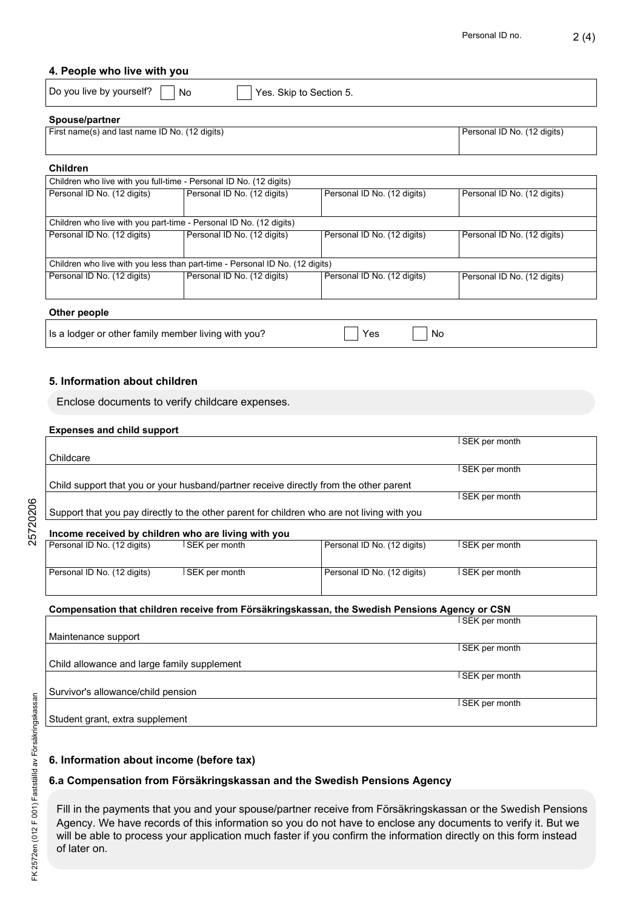## 4. People who live with you

Do you live by yourself? ☐ No ☐ Yes. Skip to Section 5.

### Spouse/partner

| First name(s) and last name ID No. (12 digits) | Personal ID No. (12 digits) |
|---|---|
| | |

### Children

| Children who live with you full-time - Personal ID No. (12 digits) | | | |
|---|---|---|---|
| Personal ID No. (12 digits) | Personal ID No. (12 digits) | Personal ID No. (12 digits) | Personal ID No. (12 digits) |
| **Children who live with you part-time - Personal ID No. (12 digits)** | | | |
| Personal ID No. (12 digits) | Personal ID No. (12 digits) | Personal ID No. (12 digits) | Personal ID No. (12 digits) |
| **Children who live with you less than part-time - Personal ID No. (12 digits)** | | | |
| Personal ID No. (12 digits) | Personal ID No. (12 digits) | Personal ID No. (12 digits) | Personal ID No. (12 digits) |

### Other people

Is a lodger or other family member living with you? ☐ Yes ☐ No

## 5. Information about children

Enclose documents to verify childcare expenses.

### Expenses and child support

| | SEK per month |
|---|---|
| Childcare | |
| Child support that you or your husband/partner receive directly from the other parent | |
| Support that you pay directly to the other parent for children who are not living with you | |

### Income received by children who are living with you

| Personal ID No. (12 digits) | SEK per month | Personal ID No. (12 digits) | SEK per month |
|---|---|---|---|
| Personal ID No. (12 digits) | SEK per month | Personal ID No. (12 digits) | SEK per month |

### Compensation that children receive from Försäkringskassan, the Swedish Pensions Agency or CSN

| | SEK per month |
|---|---|
| Maintenance support | |
| Child allowance and large family supplement | |
| Survivor's allowance/child pension | |
| Student grant, extra supplement | |

## 6. Information about income (before tax)

### 6.a Compensation from Försäkringskassan and the Swedish Pensions Agency

Fill in the payments that you and your spouse/partner receive from Försäkringskassan or the Swedish Pensions Agency. We have records of this information so you do not have to enclose any documents to verify it. But we will be able to process your application much faster if you confirm the information directly on this form instead of later on.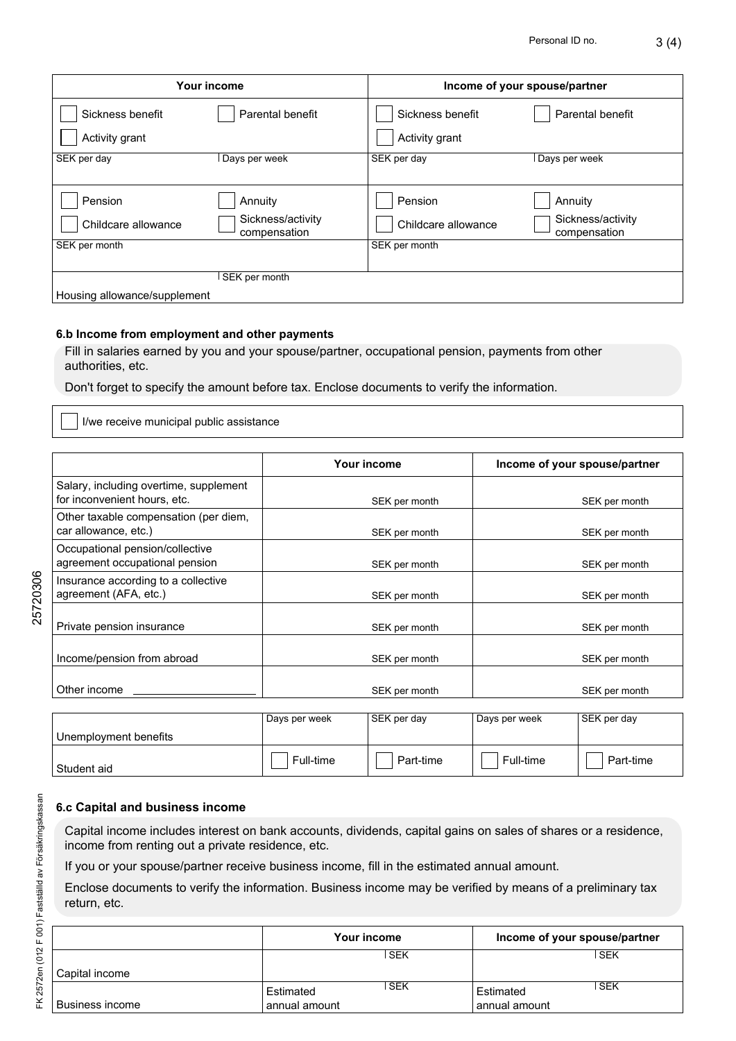| Your income | | Income of your spouse/partner | |
|---|---|---|---|
| ☐ Sickness benefit | ☐ Parental benefit | ☐ Sickness benefit | ☐ Parental benefit |
| ☐ Activity grant | | ☐ Activity grant | |
| SEK per day | Days per week | SEK per day | Days per week |
| ☐ Pension | ☐ Annuity | ☐ Pension | ☐ Annuity |
| ☐ Childcare allowance | ☐ Sickness/activity compensation | ☐ Childcare allowance | ☐ Sickness/activity compensation |
| SEK per month | | SEK per month | |
| Housing allowance/supplement | SEK per month | | |

### 6.b Income from employment and other payments

Fill in salaries earned by you and your spouse/partner, occupational pension, payments from other authorities, etc.

Don't forget to specify the amount before tax. Enclose documents to verify the information.

☐ I/we receive municipal public assistance

| | Your income | Income of your spouse/partner |
|---|---|---|
| Salary, including overtime, supplement for inconvenient hours, etc. | SEK per month | SEK per month |
| Other taxable compensation (per diem, car allowance, etc.) | SEK per month | SEK per month |
| Occupational pension/collective agreement occupational pension | SEK per month | SEK per month |
| Insurance according to a collective agreement (AFA, etc.) | SEK per month | SEK per month |
| Private pension insurance | SEK per month | SEK per month |
| Income/pension from abroad | SEK per month | SEK per month |
| Other income ___________________ | SEK per month | SEK per month |

| | | | | |
|---|---|---|---|---|
| Unemployment benefits | Days per week | SEK per day | Days per week | SEK per day |
| Student aid | ☐ Full-time | ☐ Part-time | ☐ Full-time | ☐ Part-time |

### 6.c Capital and business income

Capital income includes interest on bank accounts, dividends, capital gains on sales of shares or a residence, income from renting out a private residence, etc.

If you or your spouse/partner receive business income, fill in the estimated annual amount.

Enclose documents to verify the information. Business income may be verified by means of a preliminary tax return, etc.

| | Your income | Income of your spouse/partner |
|---|---|---|
| Capital income | SEK | SEK |
| Business income | Estimated annual amount SEK | Estimated annual amount SEK |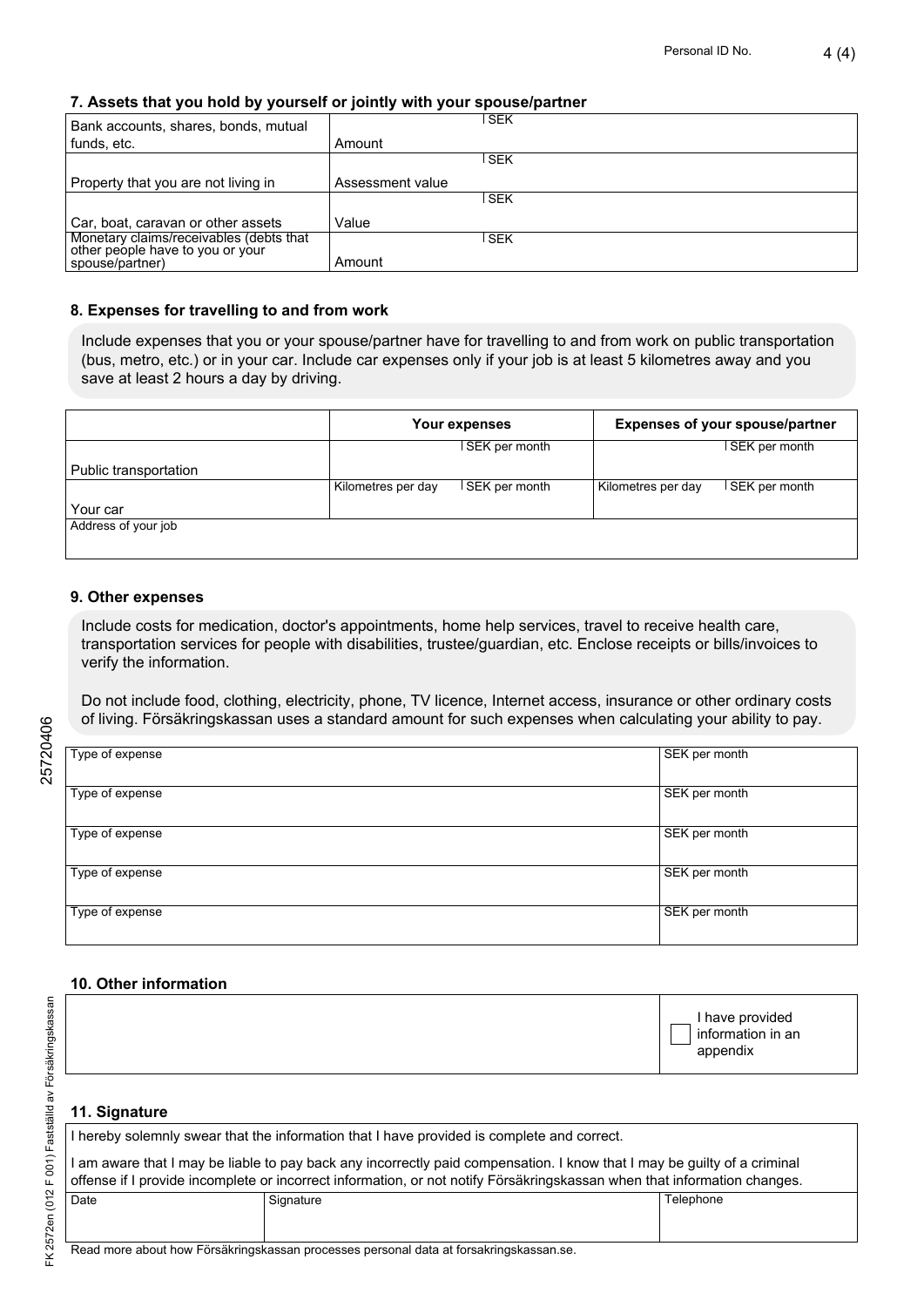### 7. Assets that you hold by yourself or jointly with your spouse/partner

| | |
|---|---|
| Bank accounts, shares, bonds, mutual funds, etc. | Amount SEK |
| Property that you are not living in | Assessment value SEK |
| Car, boat, caravan or other assets | Value SEK |
| Monetary claims/receivables (debts that other people have to you or your spouse/partner) | Amount SEK |

### 8. Expenses for travelling to and from work

Include expenses that you or your spouse/partner have for travelling to and from work on public transportation (bus, metro, etc.) or in your car. Include car expenses only if your job is at least 5 kilometres away and you save at least 2 hours a day by driving.

| | Your expenses | | Expenses of your spouse/partner | |
|---|---|---|---|---|
| Public transportation | | SEK per month | | SEK per month |
| Your car | Kilometres per day | SEK per month | Kilometres per day | SEK per month |
| Address of your job | | | | |

### 9. Other expenses

Include costs for medication, doctor's appointments, home help services, travel to receive health care, transportation services for people with disabilities, trustee/guardian, etc. Enclose receipts or bills/invoices to verify the information.

Do not include food, clothing, electricity, phone, TV licence, Internet access, insurance or other ordinary costs of living. Försäkringskassan uses a standard amount for such expenses when calculating your ability to pay.

| Type of expense | SEK per month |
|---|---|
| Type of expense | SEK per month |
| Type of expense | SEK per month |
| Type of expense | SEK per month |
| Type of expense | SEK per month |

### 10. Other information

☐ I have provided information in an appendix

### 11. Signature

I hereby solemnly swear that the information that I have provided is complete and correct.

I am aware that I may be liable to pay back any incorrectly paid compensation. I know that I may be guilty of a criminal offense if I provide incomplete or incorrect information, or not notify Försäkringskassan when that information changes.

| Date | Signature | Telephone |
|---|---|---|
| | | |

Read more about how Försäkringskassan processes personal data at forsakringskassan.se.